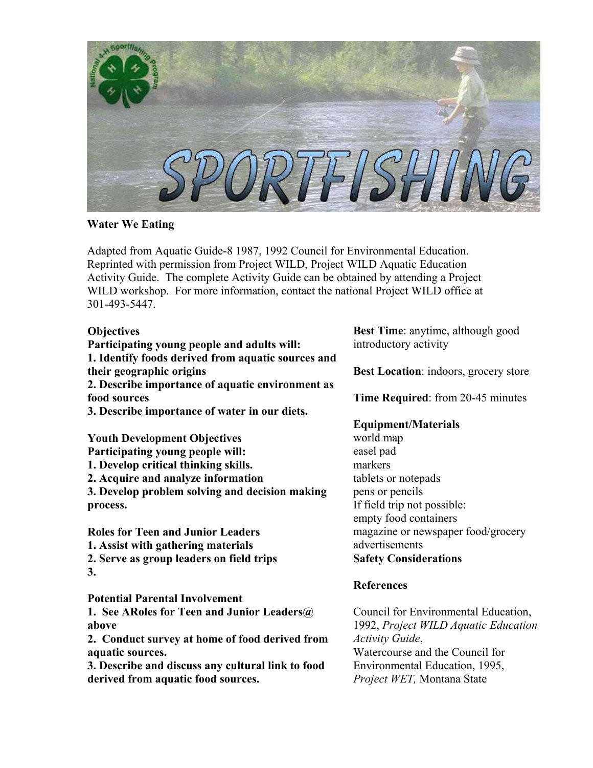**Water We Eating**

Adapted from Aquatic Guide-8 1987, 1992 Council for Environmental Education. Reprinted with permission from Project WILD, Project WILD Aquatic Education Activity Guide. The complete Activity Guide can be obtained by attending a Project WILD workshop. For more information, contact the national Project WILD office at 301-493-5447.

**Objectives**

**Participating young people and adults will:**

**1. Identify foods derived from aquatic sources and their geographic origins**

**2. Describe importance of aquatic environment as food sources**

**3. Describe importance of water in our diets.**

**Youth Development Objectives**

**Participating young people will:**

**1. Develop critical thinking skills.**

**2. Acquire and analyze information**

**3. Develop problem solving and decision making process.**

**Roles for Teen and Junior Leaders**

**1. Assist with gathering materials**

**2. Serve as group leaders on field trips**

**3.**

**Potential Parental Involvement**

**1. See ARoles for Teen and Junior Leaders@ above**

**2. Conduct survey at home of food derived from aquatic sources.**

**3. Describe and discuss any cultural link to food derived from aquatic food sources.**

**Best Time**: anytime, although good introductory activity

**Best Location**: indoors, grocery store

**Time Required**: from 20-45 minutes

**Equipment/Materials**

world map
easel pad
markers
tablets or notepads
pens or pencils
If field trip not possible:
empty food containers
magazine or newspaper food/grocery advertisements

**Safety Considerations**

**References**

Council for Environmental Education, 1992, *Project WILD Aquatic Education Activity Guide*,
Watercourse and the Council for Environmental Education, 1995, *Project WET,* Montana State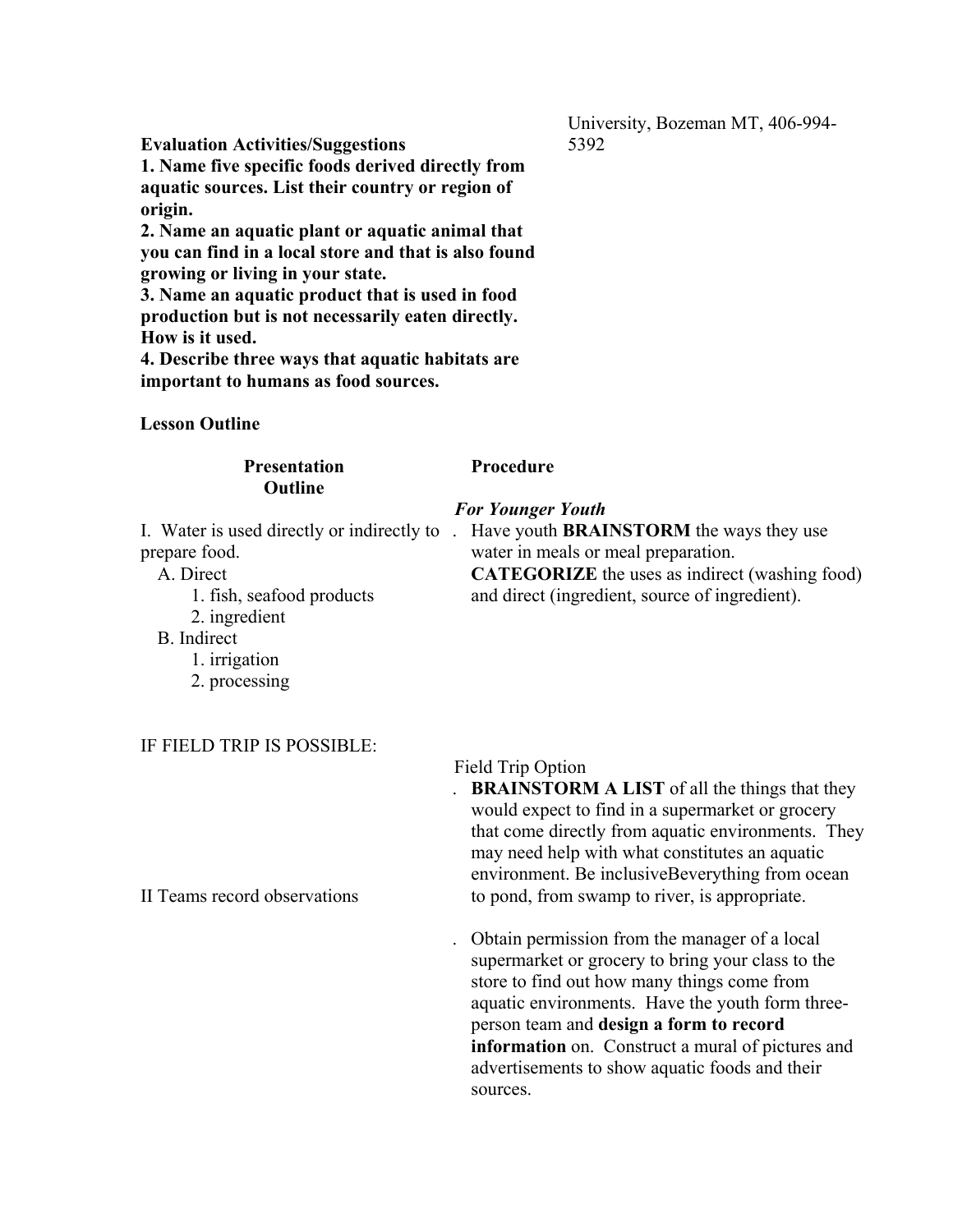University, Bozeman MT, 406-994-5392

**Evaluation Activities/Suggestions**

**1. Name five specific foods derived directly from aquatic sources. List their country or region of origin.**

**2. Name an aquatic plant or aquatic animal that you can find in a local store and that is also found growing or living in your state.**

**3. Name an aquatic product that is used in food production but is not necessarily eaten directly. How is it used.**

**4. Describe three ways that aquatic habitats are important to humans as food sources.**

**Lesson Outline**

| **Presentation Outline** | **Procedure** |
|---|---|
| | ***For Younger Youth*** |
| I. Water is used directly or indirectly to prepare food.<br>A. Direct<br>1. fish, seafood products<br>2. ingredient<br>B. Indirect<br>1. irrigation<br>2. processing | . Have youth **BRAINSTORM** the ways they use water in meals or meal preparation. **CATEGORIZE** the uses as indirect (washing food) and direct (ingredient, source of ingredient). |
| IF FIELD TRIP IS POSSIBLE: | Field Trip Option |
| II Teams record observations | . **BRAINSTORM A LIST** of all the things that they would expect to find in a supermarket or grocery that come directly from aquatic environments. They may need help with what constitutes an aquatic environment. Be inclusiveBeverything from ocean to pond, from swamp to river, is appropriate. |
| | . Obtain permission from the manager of a local supermarket or grocery to bring your class to the store to find out how many things come from aquatic environments. Have the youth form three-person team and **design a form to record information** on. Construct a mural of pictures and advertisements to show aquatic foods and their sources. |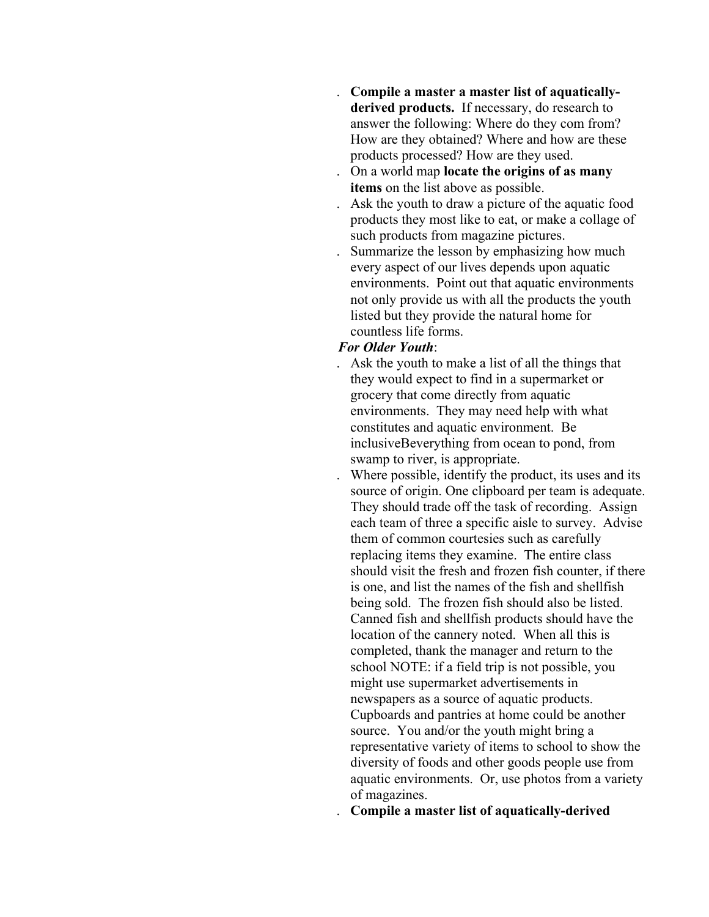- **Compile a master a master list of aquatically-derived products.** If necessary, do research to answer the following: Where do they com from? How are they obtained? Where and how are these products processed? How are they used.
- On a world map **locate the origins of as many items** on the list above as possible.
- Ask the youth to draw a picture of the aquatic food products they most like to eat, or make a collage of such products from magazine pictures.
- Summarize the lesson by emphasizing how much every aspect of our lives depends upon aquatic environments. Point out that aquatic environments not only provide us with all the products the youth listed but they provide the natural home for countless life forms.

***For Older Youth***:

- Ask the youth to make a list of all the things that they would expect to find in a supermarket or grocery that come directly from aquatic environments. They may need help with what constitutes and aquatic environment. Be inclusiveBeverything from ocean to pond, from swamp to river, is appropriate.
- Where possible, identify the product, its uses and its source of origin. One clipboard per team is adequate. They should trade off the task of recording. Assign each team of three a specific aisle to survey. Advise them of common courtesies such as carefully replacing items they examine. The entire class should visit the fresh and frozen fish counter, if there is one, and list the names of the fish and shellfish being sold. The frozen fish should also be listed. Canned fish and shellfish products should have the location of the cannery noted. When all this is completed, thank the manager and return to the school NOTE: if a field trip is not possible, you might use supermarket advertisements in newspapers as a source of aquatic products. Cupboards and pantries at home could be another source. You and/or the youth might bring a representative variety of items to school to show the diversity of foods and other goods people use from aquatic environments. Or, use photos from a variety of magazines.
- **Compile a master list of aquatically-derived**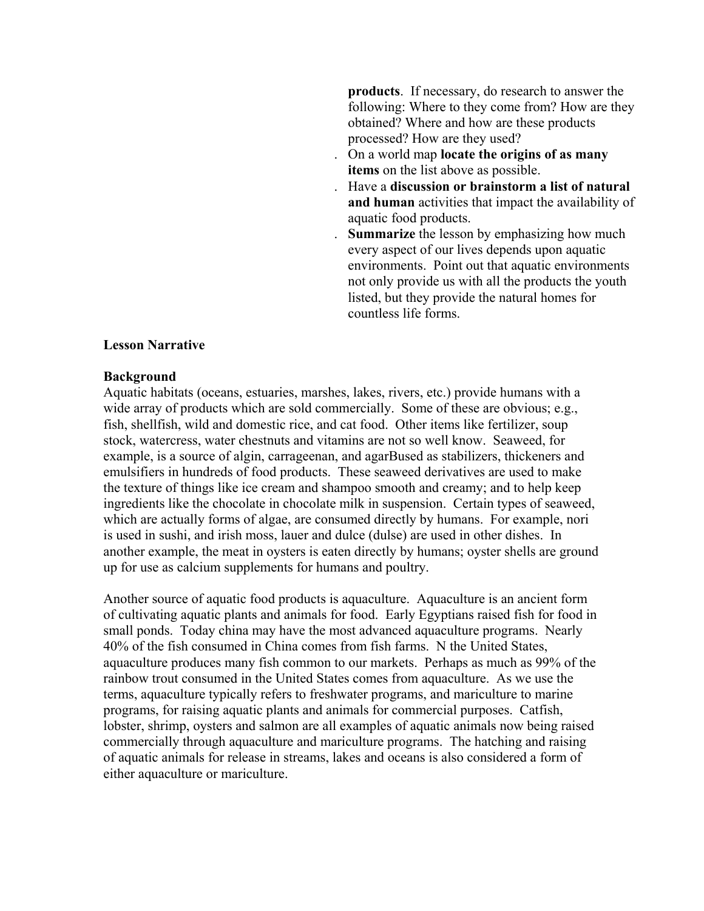**products**. If necessary, do research to answer the following: Where to they come from? How are they obtained? Where and how are these products processed? How are they used?

- On a world map **locate the origins of as many items** on the list above as possible.
- Have a **discussion or brainstorm a list of natural and human** activities that impact the availability of aquatic food products.
- **Summarize** the lesson by emphasizing how much every aspect of our lives depends upon aquatic environments. Point out that aquatic environments not only provide us with all the products the youth listed, but they provide the natural homes for countless life forms.

**Lesson Narrative**

**Background**

Aquatic habitats (oceans, estuaries, marshes, lakes, rivers, etc.) provide humans with a wide array of products which are sold commercially. Some of these are obvious; e.g., fish, shellfish, wild and domestic rice, and cat food. Other items like fertilizer, soup stock, watercress, water chestnuts and vitamins are not so well know. Seaweed, for example, is a source of algin, carrageenan, and agarBused as stabilizers, thickeners and emulsifiers in hundreds of food products. These seaweed derivatives are used to make the texture of things like ice cream and shampoo smooth and creamy; and to help keep ingredients like the chocolate in chocolate milk in suspension. Certain types of seaweed, which are actually forms of algae, are consumed directly by humans. For example, nori is used in sushi, and irish moss, lauer and dulce (dulse) are used in other dishes. In another example, the meat in oysters is eaten directly by humans; oyster shells are ground up for use as calcium supplements for humans and poultry.

Another source of aquatic food products is aquaculture. Aquaculture is an ancient form of cultivating aquatic plants and animals for food. Early Egyptians raised fish for food in small ponds. Today china may have the most advanced aquaculture programs. Nearly 40% of the fish consumed in China comes from fish farms. N the United States, aquaculture produces many fish common to our markets. Perhaps as much as 99% of the rainbow trout consumed in the United States comes from aquaculture. As we use the terms, aquaculture typically refers to freshwater programs, and mariculture to marine programs, for raising aquatic plants and animals for commercial purposes. Catfish, lobster, shrimp, oysters and salmon are all examples of aquatic animals now being raised commercially through aquaculture and mariculture programs. The hatching and raising of aquatic animals for release in streams, lakes and oceans is also considered a form of either aquaculture or mariculture.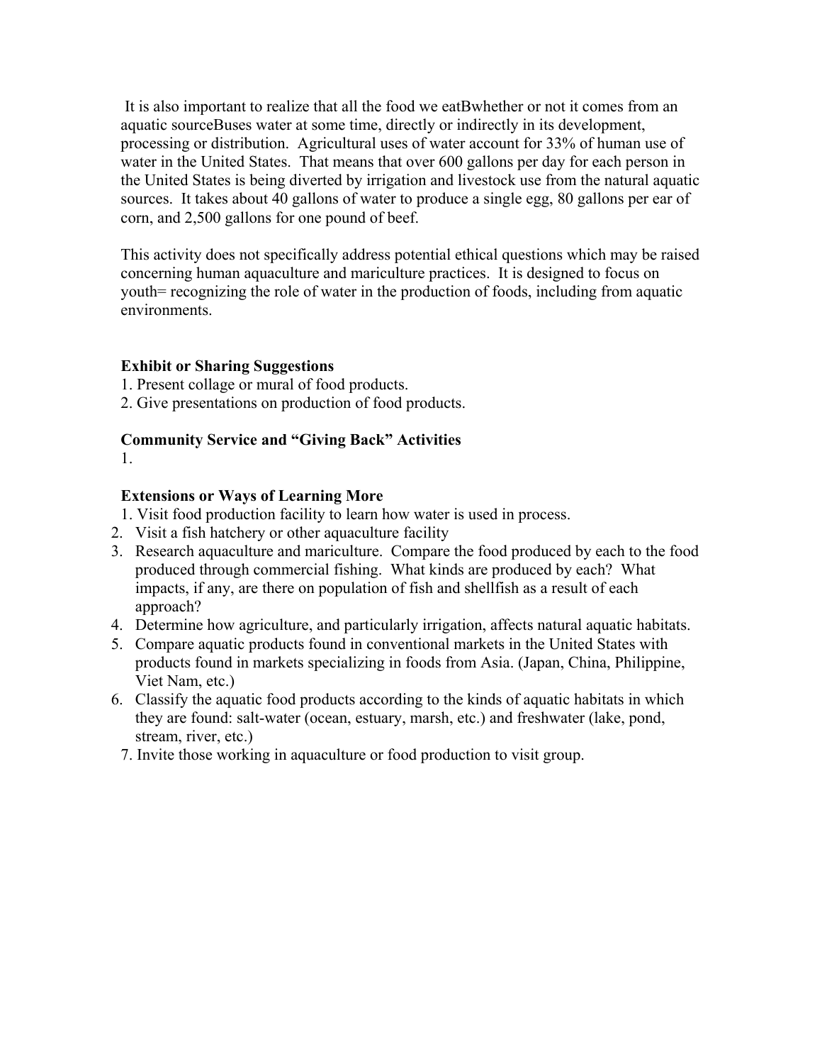It is also important to realize that all the food we eatBwhether or not it comes from an aquatic sourceBuses water at some time, directly or indirectly in its development, processing or distribution. Agricultural uses of water account for 33% of human use of water in the United States. That means that over 600 gallons per day for each person in the United States is being diverted by irrigation and livestock use from the natural aquatic sources. It takes about 40 gallons of water to produce a single egg, 80 gallons per ear of corn, and 2,500 gallons for one pound of beef.

This activity does not specifically address potential ethical questions which may be raised concerning human aquaculture and mariculture practices. It is designed to focus on youth= recognizing the role of water in the production of foods, including from aquatic environments.

**Exhibit or Sharing Suggestions**

1. Present collage or mural of food products.
2. Give presentations on production of food products.

**Community Service and "Giving Back" Activities**

1.

**Extensions or Ways of Learning More**

1. Visit food production facility to learn how water is used in process.
2. Visit a fish hatchery or other aquaculture facility
3. Research aquaculture and mariculture. Compare the food produced by each to the food produced through commercial fishing. What kinds are produced by each? What impacts, if any, are there on population of fish and shellfish as a result of each approach?
4. Determine how agriculture, and particularly irrigation, affects natural aquatic habitats.
5. Compare aquatic products found in conventional markets in the United States with products found in markets specializing in foods from Asia. (Japan, China, Philippine, Viet Nam, etc.)
6. Classify the aquatic food products according to the kinds of aquatic habitats in which they are found: salt-water (ocean, estuary, marsh, etc.) and freshwater (lake, pond, stream, river, etc.)
7. Invite those working in aquaculture or food production to visit group.